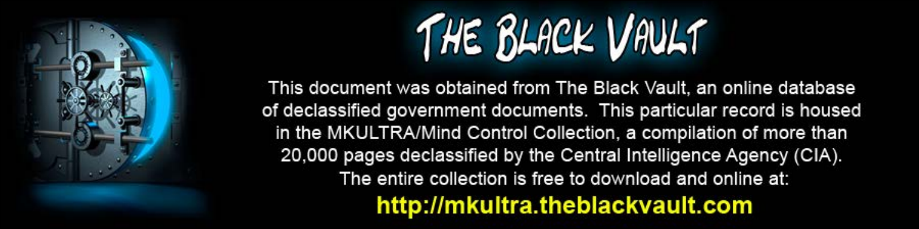# THE BLACK VAULT

This document was obtained from The Black Vault, an online database of declassified government documents. This particular record is housed in the MKULTRA/Mind Control Collection, a compilation of more than 20,000 pages declassified by the Central Intelligence Agency (CIA). The entire collection is free to download and online at:

**http://mkultra.theblackvault.com**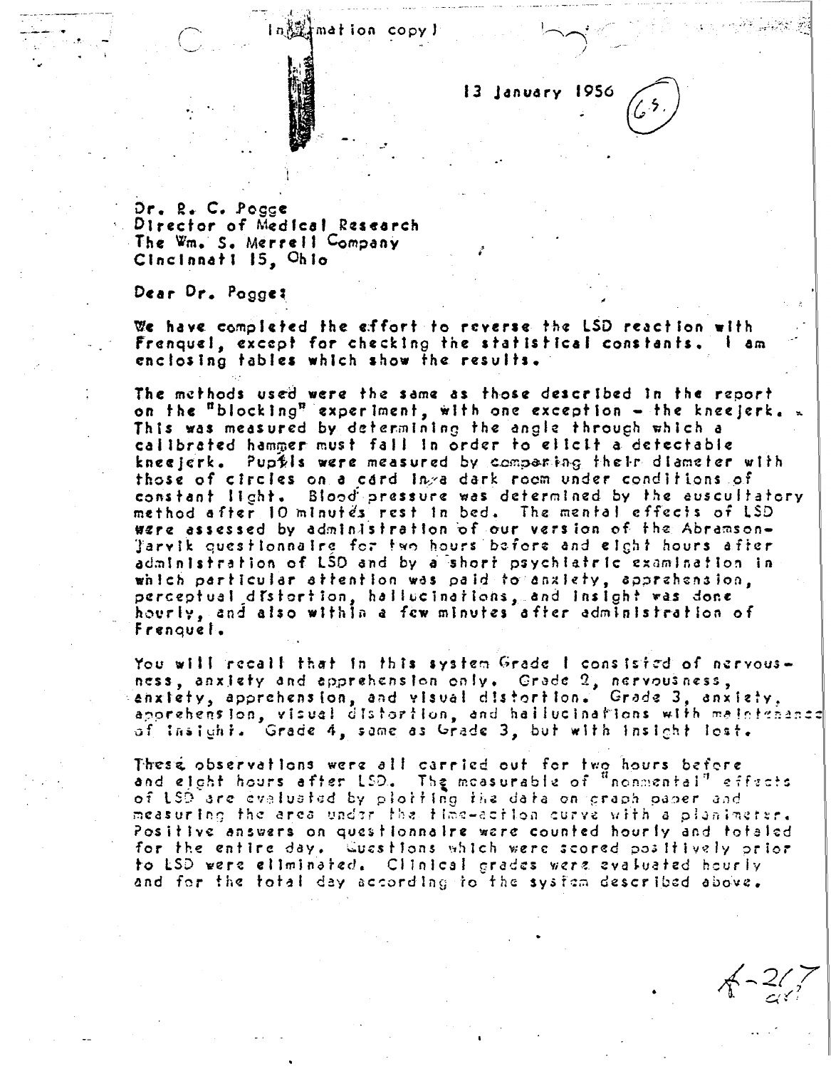(Information copy)

13 January 1956

(65)

Dr. R. C. Pogge
Director of Medical Research
The Wm. S. Merrell Company
Cincinnati 15, Ohio

Dear Dr. Pogge:

We have completed the effort to reverse the LSD reaction with Frenquel, except for checking the statistical constants. I am enclosing tables which show the results.

The methods used were the same as those described in the report on the "blocking" experiment, with one exception - the kneejerk. This was measured by determining the angle through which a calibrated hammer must fall in order to elicit a detectable kneejerk. Pupils were measured by comparing their diameter with those of circles on a card in a dark room under conditions of constant light. Blood pressure was determined by the auscultatory method after 10 minutes rest in bed. The mental effects of LSD were assessed by administration of our version of the Abramson-Jarvik questionnaire for two hours before and eight hours after administration of LSD and by a short psychiatric examination in which particular attention was paid to anxiety, apprehension, perceptual distortion, hallucinations, and insight was done hourly, and also within a few minutes after administration of Frenquel.

You will recall that in this system Grade 1 consisted of nervousness, anxiety and apprehension only. Grade 2, nervousness, anxiety, apprehension, and visual distortion. Grade 3, anxiety, apprehension, visual distortion, and hallucinations with maintenance of insight. Grade 4, same as Grade 3, but with insight lost.

These observations were all carried out for two hours before and eight hours after LSD. The measurable of "nonmental" effects of LSD are evaluated by plotting the data on graph paper and measuring the area under the time-action curve with a planimeter. Positive answers on questionnaire were counted hourly and totaled for the entire day. Questions which were scored positively prior to LSD were eliminated. Clinical grades were evaluated hourly and for the total day according to the system described above.

A-267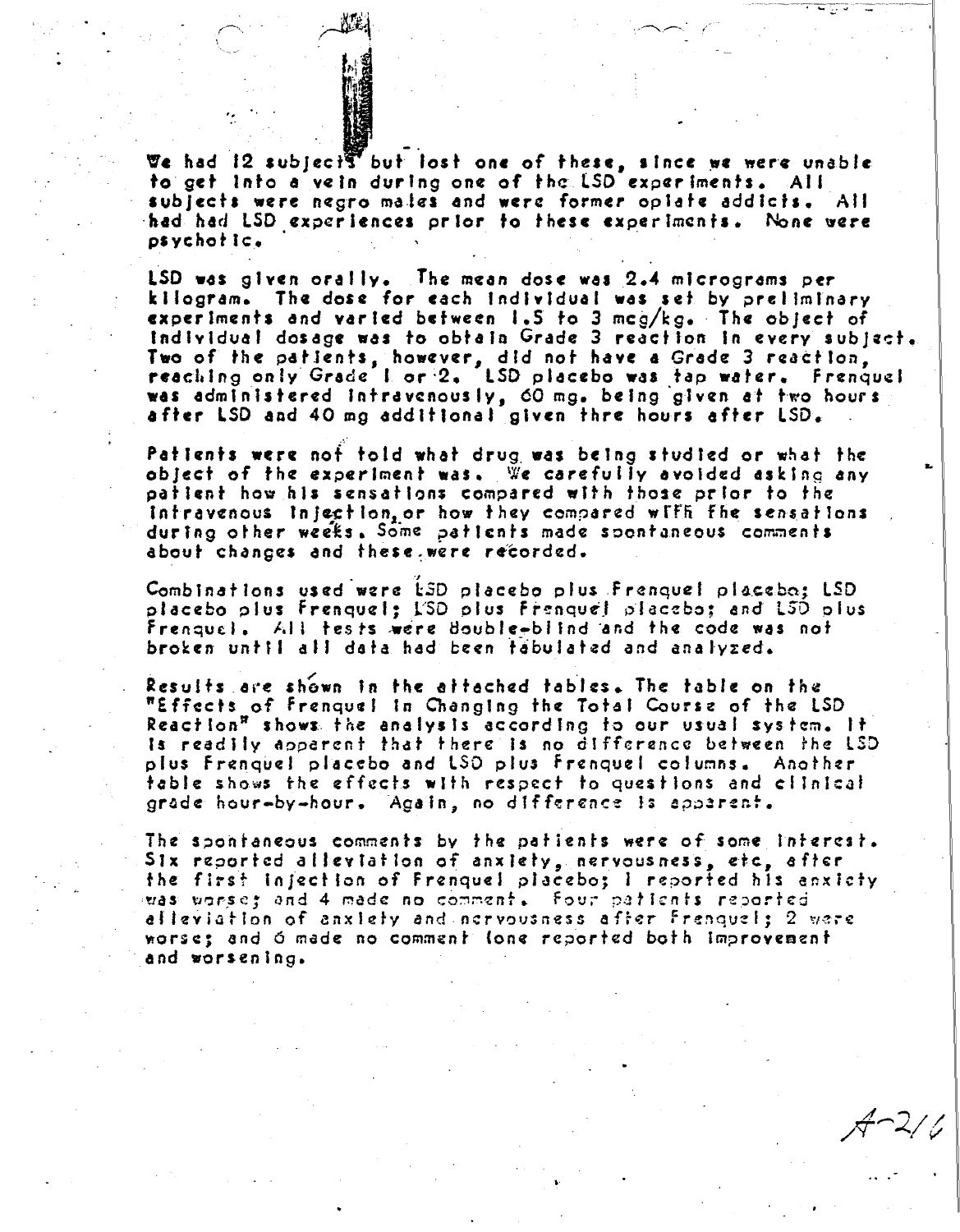We had 12 subjects but lost one of these, since we were unable to get into a vein during one of the LSD experiments. All subjects were negro males and were former opiate addicts. All had had LSD experiences prior to these experiments. None were psychotic.

LSD was given orally. The mean dose was 2.4 micrograms per kilogram. The dose for each individual was set by preliminary experiments and varied between 1.5 to 3 mcg/kg. The object of individual dosage was to obtain Grade 3 reaction in every subject. Two of the patients, however, did not have a Grade 3 reaction, reaching only Grade 1 or 2. LSD placebo was tap water. Frenquel was administered intravenously, 60 mg. being given at two hours after LSD and 40 mg additional given thre hours after LSD.

Patients were not told what drug was being studied or what the object of the experiment was. We carefully avoided asking any patient how his sensations compared with those prior to the intravenous injection, or how they compared with the sensations during other weeks. Some patients made spontaneous comments about changes and these were recorded.

Combinations used were LSD placebo plus Frenquel placebo; LSD placebo plus Frenquel; LSD plus Frenquel placebo; and LSD plus Frenquel. All tests were double-blind and the code was not broken until all data had been tabulated and analyzed.

Results are shown in the attached tables. The table on the "Effects of Frenquel in Changing the Total Course of the LSD Reaction" shows the analysis according to our usual system. It is readily apparent that there is no difference between the LSD plus Frenquel placebo and LSD plus Frenquel columns. Another table shows the effects with respect to questions and clinical grade hour-by-hour. Again, no difference is apparent.

The spontaneous comments by the patients were of some interest. Six reported alleviation of anxiety, nervousness, etc, after the first injection of Frenquel placebo; 1 reported his anxiety was worse; and 4 made no comment. Four patients reported alleviation of anxiety and nervousness after Frenquel; 2 were worse; and 6 made no comment (one reported both improvement and worsening.

A-216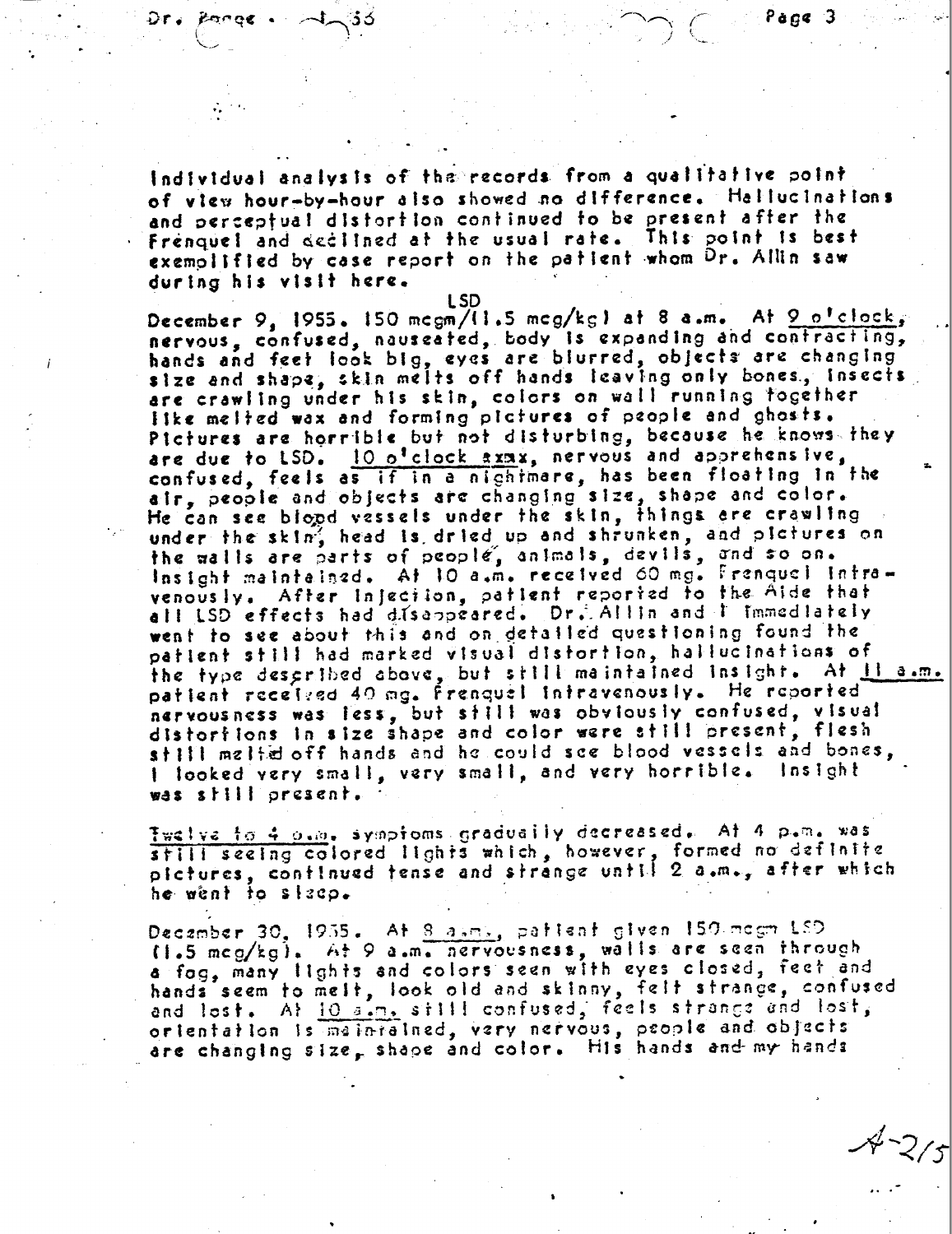individual analysis of the records from a qualitative point of view hour-by-hour also showed no difference. Hallucinations and perceptual distortion continued to be present after the Frenquel and declined at the usual rate. This point is best exemplified by case report on the patient whom Dr. Allin saw during his visit here.

LSD

December 9, 1955. 150 mcgm/(1.5 mcg/kg) at 8 a.m. At 9 o'clock, nervous, confused, nauseated, body is expanding and contracting, hands and feet look big, eyes are blurred, objects are changing size and shape, skin melts off hands leaving only bones, insects are crawling under his skin, colors on wall running together like melted wax and forming pictures of people and ghosts. Pictures are horrible but not disturbing, because he knows they are due to LSD. 10 o'clock ~~a.m.~~, nervous and apprehensive, confused, feels as if in a nightmare, has been floating in the air, people and objects are changing size, shape and color. He can see blood vessels under the skin, things are crawling under the skin, head is dried up and shrunken, and pictures on the walls are parts of people, animals, devils, and so on. Insight maintained. At 10 a.m. received 60 mg. Frenquel intravenously. After injection, patient reported to the Aide that all LSD effects had disappeared. Dr. Allin and I immediately went to see about this and on detailed questioning found the patient still had marked visual distortion, hallucinations of the type described above, but still maintained insight. At 11 a.m. patient received 40 mg. Frenquel intravenously. He reported nervousness was less, but still was obviously confused, visual distortions in size shape and color were still present, flesh still melted off hands and he could see blood vessels and bones, I looked very small, very small, and very horrible. Insight was still present.

Twelve to 4 p.m. symptoms gradually decreased. At 4 p.m. was still seeing colored lights which, however, formed no definite pictures, continued tense and strange until 2 a.m., after which he went to sleep.

December 30, 1955. At 8 a.m., patient given 150 mcgm LSD (1.5 mcg/kg). At 9 a.m. nervousness, walls are seen through a fog, many lights and colors seen with eyes closed, feet and hands seem to melt, look old and skinny, felt strange, confused and lost. At 10 a.m. still confused, feels strange and lost, orientation is maintained, very nervous, people and objects are changing size, shape and color. His hands and my hands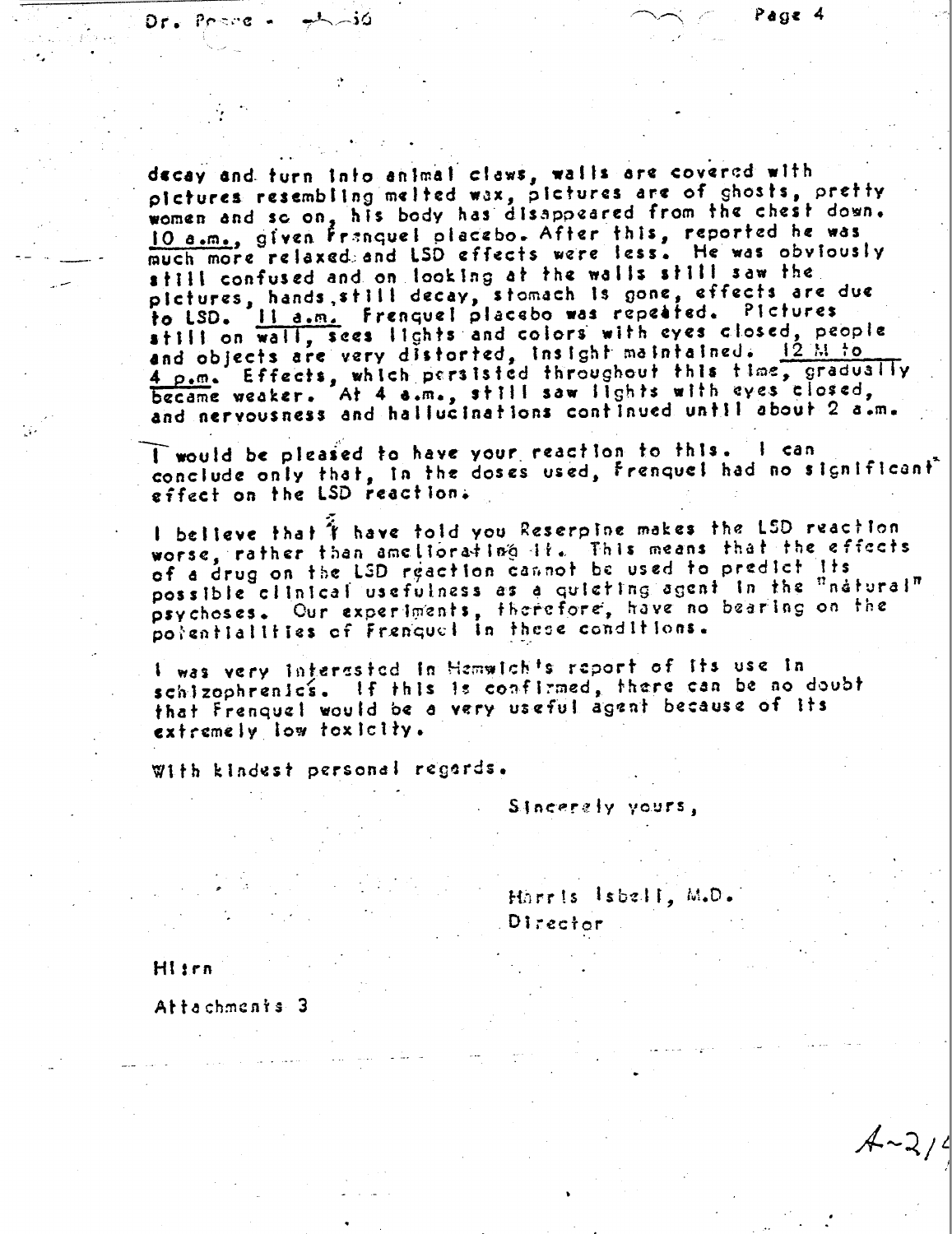decay and turn into animal claws, walls are covered with pictures resembling melted wax, pictures are of ghosts, pretty women and so on, his body has disappeared from the chest down. 10 a.m., given Frenquel placebo. After this, reported he was much more relaxed and LSD effects were less. He was obviously still confused and on looking at the walls still saw the pictures, hands still decay, stomach is gone, effects are due to LSD. 11 a.m. Frenquel placebo was repeated. Pictures still on wall, sees lights and colors with eyes closed, people and objects are very distorted, insight maintained. 12 M to 4 p.m. Effects, which persisted throughout this time, gradually became weaker. At 4 a.m., still saw lights with eyes closed, and nervousness and hallucinations continued until about 2 a.m.

I would be pleased to have your reaction to this. I can conclude only that, in the doses used, Frenquel had no significant effect on the LSD reaction.

I believe that I have told you Reserpine makes the LSD reaction worse, rather than ameliorating it. This means that the effects of a drug on the LSD reaction cannot be used to predict its possible clinical usefulness as a quieting agent in the "natural" psychoses. Our experiments, therefore, have no bearing on the potentialities of Frenquel in these conditions.

I was very interested in Himwich's report of its use in schizophrenics. If this is confirmed, there can be no doubt that Frenquel would be a very useful agent because of its extremely low toxicity.

With kindest personal regards.

Sincerely yours,

Harris Isbell, M.D.
Director

HI:rn

Attachments 3

A-21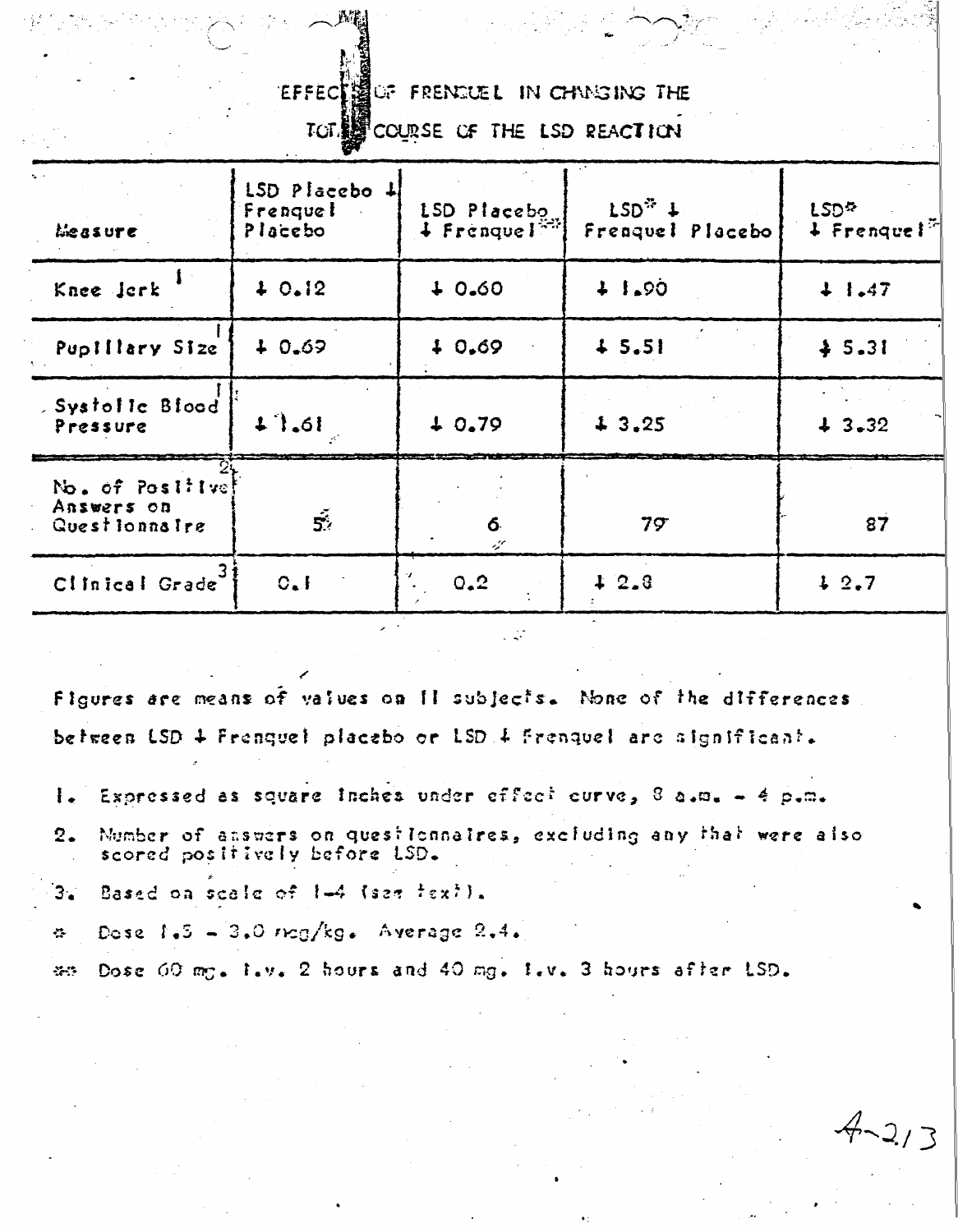# EFFECT OF FRENQUEL IN CHANGING THE TOTAL COURSE OF THE LSD REACTION

| Measure | LSD Placebo + Frenquel Placebo | LSD Placebo + Frenquel** | LSD* + Frenquel Placebo | LSD* + Frenquel** |
|---|---|---|---|---|
| Knee Jerk[1] | + 0.12 | + 0.60 | + 1.90 | + 1.47 |
| Pupillary Size[1] | + 0.69 | + 0.69 | + 5.51 | + 5.31 |
| Systolic Blood Pressure[1] | + 1.61 | + 0.79 | + 3.25 | + 3.32 |
| No. of Positive Answers on Questionnaire[2] | 5 | 6 | 79 | 87 |
| Clinical Grade[3] | 0.1 | 0.2 | + 2.8 | + 2.7 |

Figures are means of values on 11 subjects. None of the differences between LSD + Frenquel placebo or LSD + Frenquel are significant.

1. Expressed as square inches under effect curve, 8 a.m. - 4 p.m.
2. Number of answers on questionnaires, excluding any that were also scored positively before LSD.
3. Based on scale of 1-4 (see text).

\* Dose 1.5 - 3.0 mcg/kg. Average 2.4.

\*\* Dose 60 mg. i.v. 2 hours and 40 mg. i.v. 3 hours after LSD.

4-213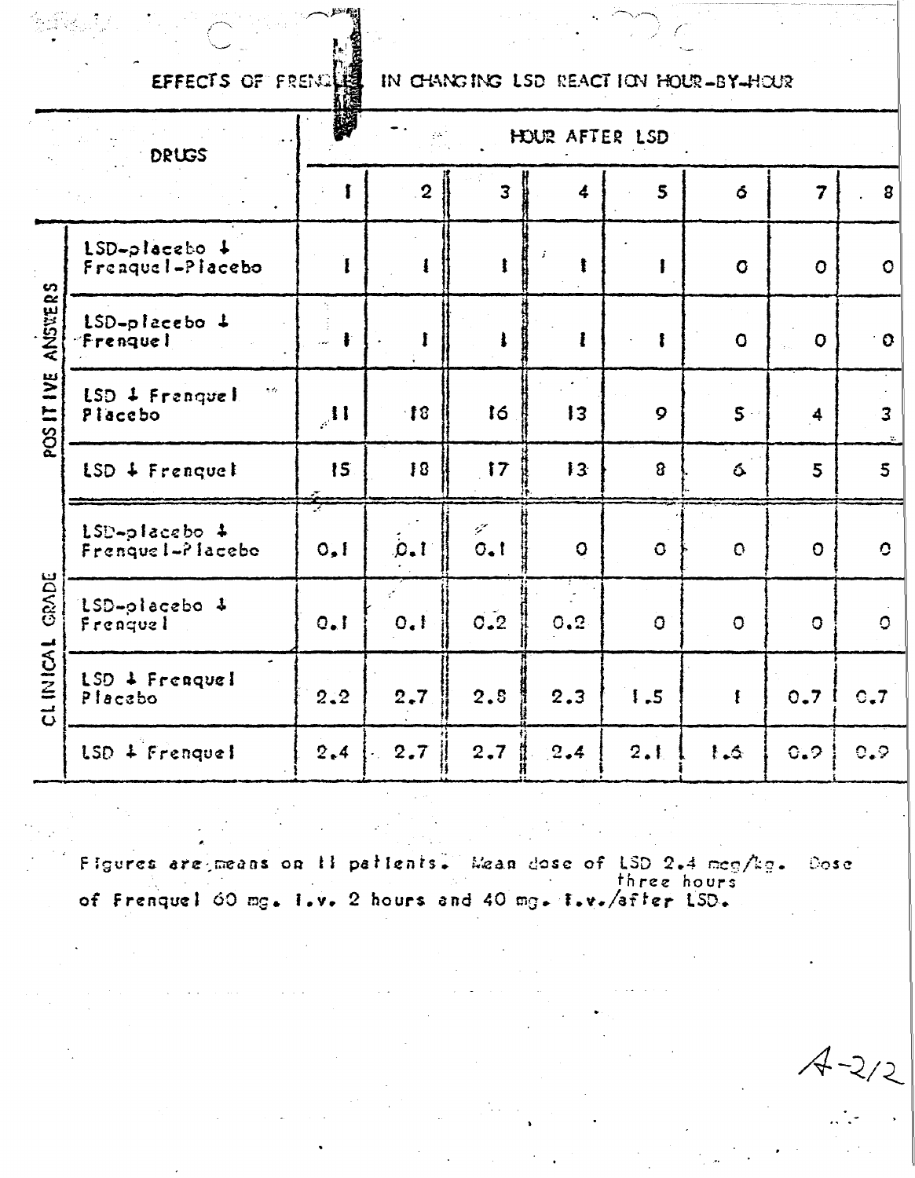## EFFECTS OF FRENQUEL IN CHANGING LSD REACTION HOUR-BY-HOUR

| | DRUGS | HOUR AFTER LSD | | | | | | | |
|---|---|---|---|---|---|---|---|---|---|
| | | 1 | 2 | 3 | 4 | 5 | 6 | 7 | 8 |
| POSITIVE ANSWERS | LSD-placebo + Frenquel-Placebo | 1 | 1 | 1 | 1 | 1 | 0 | 0 | 0 |
| | LSD-placebo + Frenquel | 1 | 1 | 1 | 1 | 1 | 0 | 0 | 0 |
| | LSD + Frenquel Placebo | 11 | 18 | 16 | 13 | 9 | 5 | 4 | 3 |
| | LSD + Frenquel | 15 | 18 | 17 | 13 | 8 | 6 | 5 | 5 |
| CLINICAL GRADE | LSD-placebo + Frenquel-Placebo | 0.1 | 0.1 | 0.1 | 0 | 0 | 0 | 0 | 0 |
| | LSD-placebo + Frenquel | 0.1 | 0.1 | 0.2 | 0.2 | 0 | 0 | 0 | 0 |
| | LSD + Frenquel Placebo | 2.2 | 2.7 | 2.8 | 2.3 | 1.5 | 1 | 0.7 | 0.7 |
| | LSD + Frenquel | 2.4 | 2.7 | 2.7 | 2.4 | 2.1 | 1.6 | 0.9 | 0.9 |

Figures are means on 11 patients. Mean dose of LSD 2.4 mcg/kg. Dose of Frenquel 60 mg. i.v. 2 hours and 40 mg. i.v. three hours after LSD.

A-212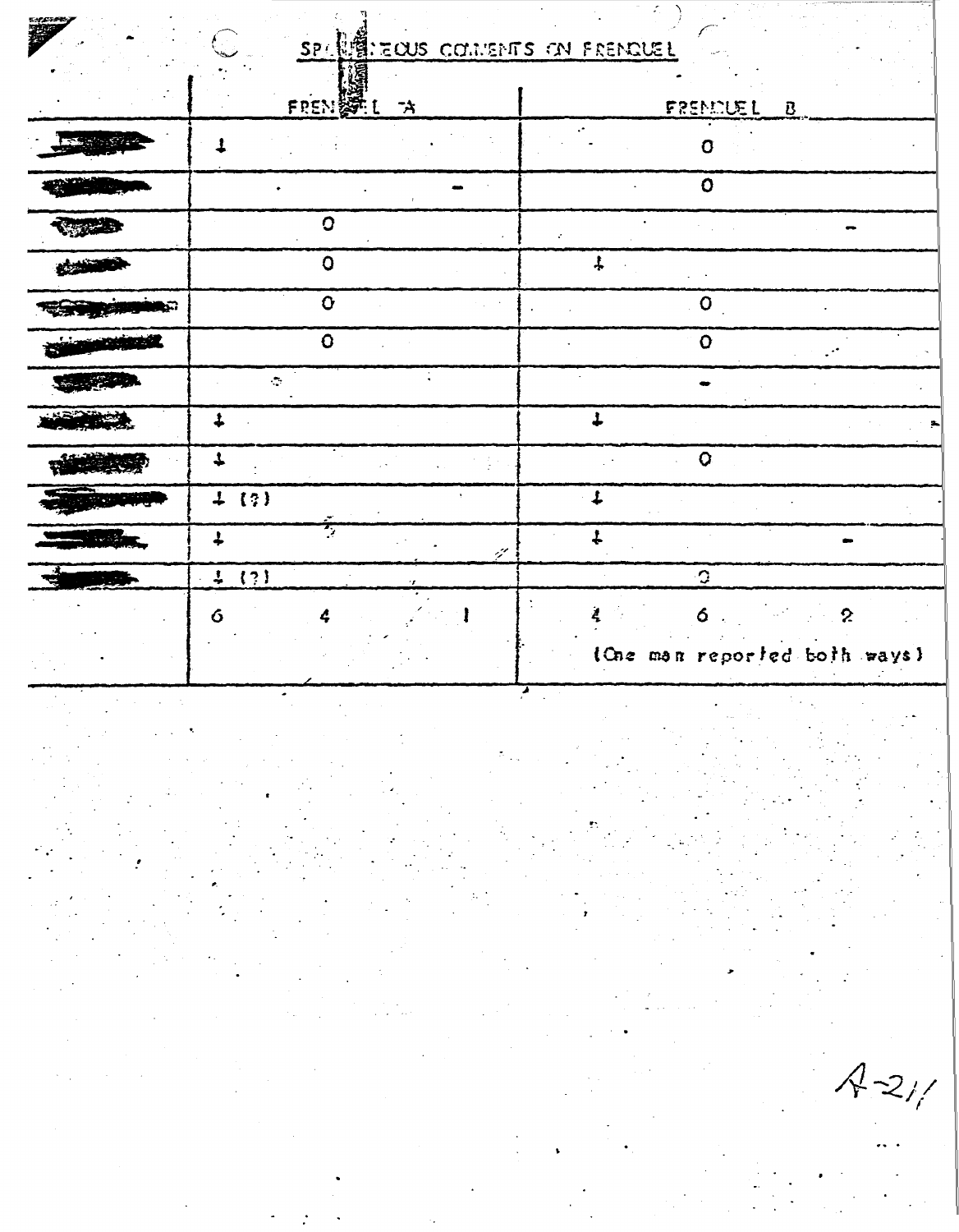# SPONTANEOUS COMMENTS ON FRENQUEL

| | FRENQUEL A | | | FRENQUEL B | | |
|---|---|---|---|---|---|---|
| [redacted] | + | | | | 0 | |
| [redacted] | | | – | | 0 | |
| [redacted] | | 0 | | | | – |
| [redacted] | | 0 | | + | | |
| [redacted] | | 0 | | | 0 | |
| [redacted] | | 0 | | | 0 | |
| [redacted] | | | | | – | |
| [redacted] | + | | | + | | |
| [redacted] | + | | | | 0 | |
| [redacted] | + (?) | | | + | | |
| [redacted] | + | | | + | | – |
| [redacted] | + (?) | | | | 0 | |
| | 6 | 4 | 1 | 4 | 6 | 2 |
| | | | | (One man reported both ways) | | |

A-211